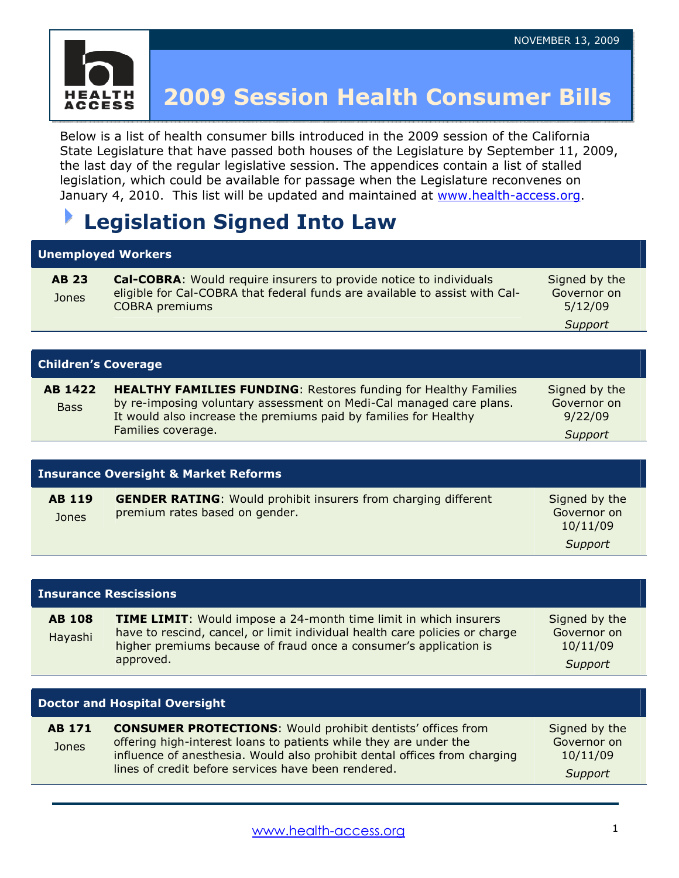NOVEMBER 13, 2009

HEALTH ACCESS

# 2009 Session Health Consumer Bills

Below is a list of health consumer bills introduced in the 2009 session of the California State Legislature that have passed both houses of the Legislature by September 11, 2009, the last day of the regular legislative session. The appendices contain a list of stalled legislation, which could be available for passage when the Legislature reconvenes on January 4, 2010. This list will be updated and maintained at www.health-access.org.

## Legislation Signed Into Law

| Unemployed Workers | | |
|---|---|---|
| **AB 23** Jones | **Cal-COBRA**: Would require insurers to provide notice to individuals eligible for Cal-COBRA that federal funds are available to assist with Cal-COBRA premiums | Signed by the Governor on 5/12/09 *Support* |

| Children's Coverage | | |
|---|---|---|
| **AB 1422** Bass | **HEALTHY FAMILIES FUNDING**: Restores funding for Healthy Families by re-imposing voluntary assessment on Medi-Cal managed care plans. It would also increase the premiums paid by families for Healthy Families coverage. | Signed by the Governor on 9/22/09 *Support* |

| Insurance Oversight & Market Reforms | | |
|---|---|---|
| **AB 119** Jones | **GENDER RATING**: Would prohibit insurers from charging different premium rates based on gender. | Signed by the Governor on 10/11/09 *Support* |

| Insurance Rescissions | | |
|---|---|---|
| **AB 108** Hayashi | **TIME LIMIT**: Would impose a 24-month time limit in which insurers have to rescind, cancel, or limit individual health care policies or charge higher premiums because of fraud once a consumer's application is approved. | Signed by the Governor on 10/11/09 *Support* |

| Doctor and Hospital Oversight | | |
|---|---|---|
| **AB 171** Jones | **CONSUMER PROTECTIONS**: Would prohibit dentists' offices from offering high-interest loans to patients while they are under the influence of anesthesia. Would also prohibit dental offices from charging lines of credit before services have been rendered. | Signed by the Governor on 10/11/09 *Support* |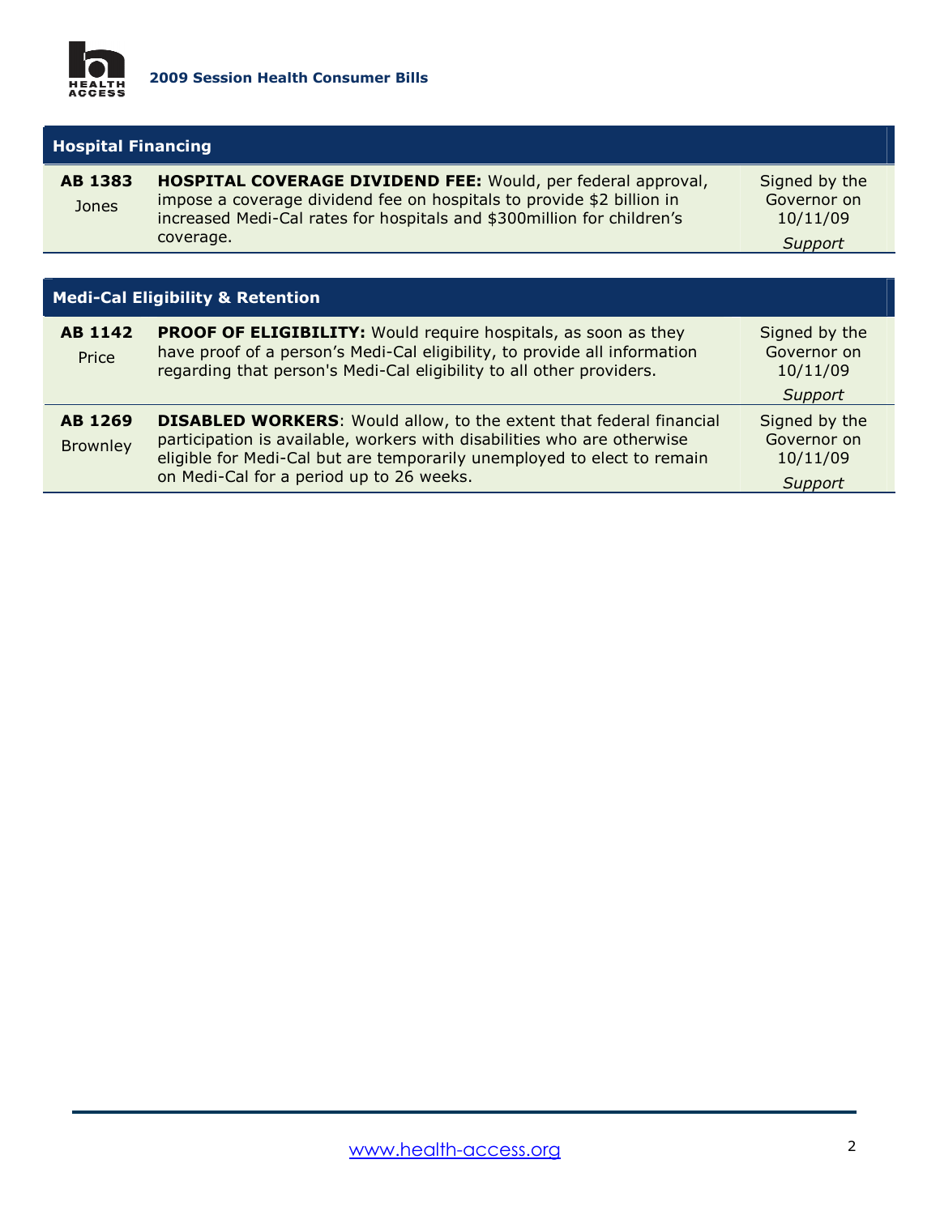## Hospital Financing

| Bill | Description | Status |
|---|---|---|
| **AB 1383** Jones | **HOSPITAL COVERAGE DIVIDEND FEE:** Would, per federal approval, impose a coverage dividend fee on hospitals to provide $2 billion in increased Medi-Cal rates for hospitals and $300million for children's coverage. | Signed by the Governor on 10/11/09 *Support* |

## Medi-Cal Eligibility & Retention

| Bill | Description | Status |
|---|---|---|
| **AB 1142** Price | **PROOF OF ELIGIBILITY:** Would require hospitals, as soon as they have proof of a person's Medi-Cal eligibility, to provide all information regarding that person's Medi-Cal eligibility to all other providers. | Signed by the Governor on 10/11/09 *Support* |
| **AB 1269** Brownley | **DISABLED WORKERS**: Would allow, to the extent that federal financial participation is available, workers with disabilities who are otherwise eligible for Medi-Cal but are temporarily unemployed to elect to remain on Medi-Cal for a period up to 26 weeks. | Signed by the Governor on 10/11/09 *Support* |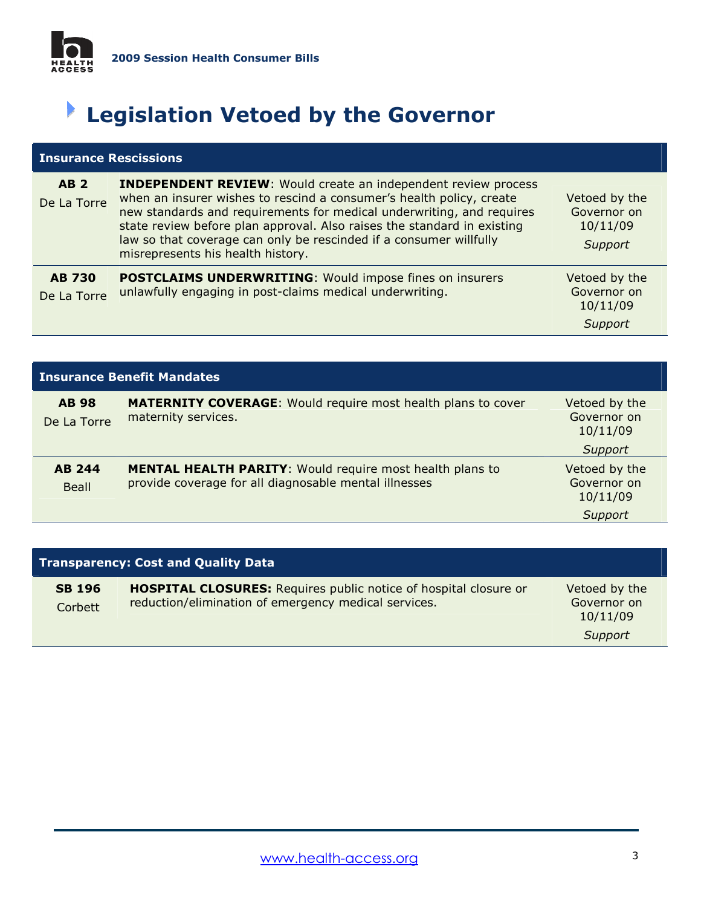# Legislation Vetoed by the Governor

| Insurance Rescissions | | |
|---|---|---|
| **AB 2** De La Torre | **INDEPENDENT REVIEW**: Would create an independent review process when an insurer wishes to rescind a consumer's health policy, create new standards and requirements for medical underwriting, and requires state review before plan approval. Also raises the standard in existing law so that coverage can only be rescinded if a consumer willfully misrepresents his health history. | Vetoed by the Governor on 10/11/09 *Support* |
| **AB 730** De La Torre | **POSTCLAIMS UNDERWRITING**: Would impose fines on insurers unlawfully engaging in post-claims medical underwriting. | Vetoed by the Governor on 10/11/09 *Support* |

| Insurance Benefit Mandates | | |
|---|---|---|
| **AB 98** De La Torre | **MATERNITY COVERAGE**: Would require most health plans to cover maternity services. | Vetoed by the Governor on 10/11/09 *Support* |
| **AB 244** Beall | **MENTAL HEALTH PARITY**: Would require most health plans to provide coverage for all diagnosable mental illnesses | Vetoed by the Governor on 10/11/09 *Support* |

| Transparency: Cost and Quality Data | | |
|---|---|---|
| **SB 196** Corbett | **HOSPITAL CLOSURES:** Requires public notice of hospital closure or reduction/elimination of emergency medical services. | Vetoed by the Governor on 10/11/09 *Support* |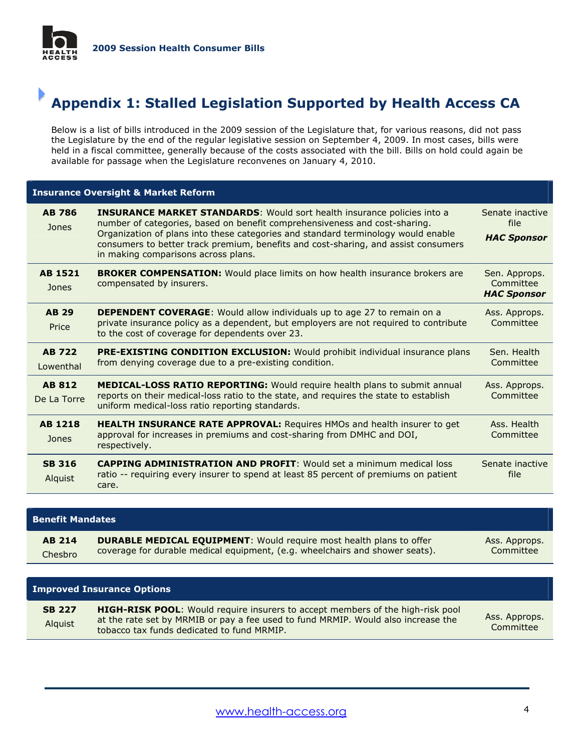# Appendix 1: Stalled Legislation Supported by Health Access CA

Below is a list of bills introduced in the 2009 session of the Legislature that, for various reasons, did not pass the Legislature by the end of the regular legislative session on September 4, 2009. In most cases, bills were held in a fiscal committee, generally because of the costs associated with the bill. Bills on hold could again be available for passage when the Legislature reconvenes on January 4, 2010.

| Insurance Oversight & Market Reform | | |
|---|---|---|
| **AB 786** Jones | **INSURANCE MARKET STANDARDS**: Would sort health insurance policies into a number of categories, based on benefit comprehensiveness and cost-sharing. Organization of plans into these categories and standard terminology would enable consumers to better track premium, benefits and cost-sharing, and assist consumers in making comparisons across plans. | Senate inactive file ***HAC Sponsor*** |
| **AB 1521** Jones | **BROKER COMPENSATION:** Would place limits on how health insurance brokers are compensated by insurers. | Sen. Approps. Committee ***HAC Sponsor*** |
| **AB 29** Price | **DEPENDENT COVERAGE**: Would allow individuals up to age 27 to remain on a private insurance policy as a dependent, but employers are not required to contribute to the cost of coverage for dependents over 23. | Ass. Approps. Committee |
| **AB 722** Lowenthal | **PRE-EXISTING CONDITION EXCLUSION:** Would prohibit individual insurance plans from denying coverage due to a pre-existing condition. | Sen. Health Committee |
| **AB 812** De La Torre | **MEDICAL-LOSS RATIO REPORTING:** Would require health plans to submit annual reports on their medical-loss ratio to the state, and requires the state to establish uniform medical-loss ratio reporting standards. | Ass. Approps. Committee |
| **AB 1218** Jones | **HEALTH INSURANCE RATE APPROVAL:** Requires HMOs and health insurer to get approval for increases in premiums and cost-sharing from DMHC and DOI, respectively. | Ass. Health Committee |
| **SB 316** Alquist | **CAPPING ADMINISTRATION AND PROFIT**: Would set a minimum medical loss ratio -- requiring every insurer to spend at least 85 percent of premiums on patient care. | Senate inactive file |

| Benefit Mandates | | |
|---|---|---|
| **AB 214** Chesbro | **DURABLE MEDICAL EQUIPMENT**: Would require most health plans to offer coverage for durable medical equipment, (e.g. wheelchairs and shower seats). | Ass. Approps. Committee |

| Improved Insurance Options | | |
|---|---|---|
| **SB 227** Alquist | **HIGH-RISK POOL**: Would require insurers to accept members of the high-risk pool at the rate set by MRMIB or pay a fee used to fund MRMIP. Would also increase the tobacco tax funds dedicated to fund MRMIP. | Ass. Approps. Committee |

www.health-access.org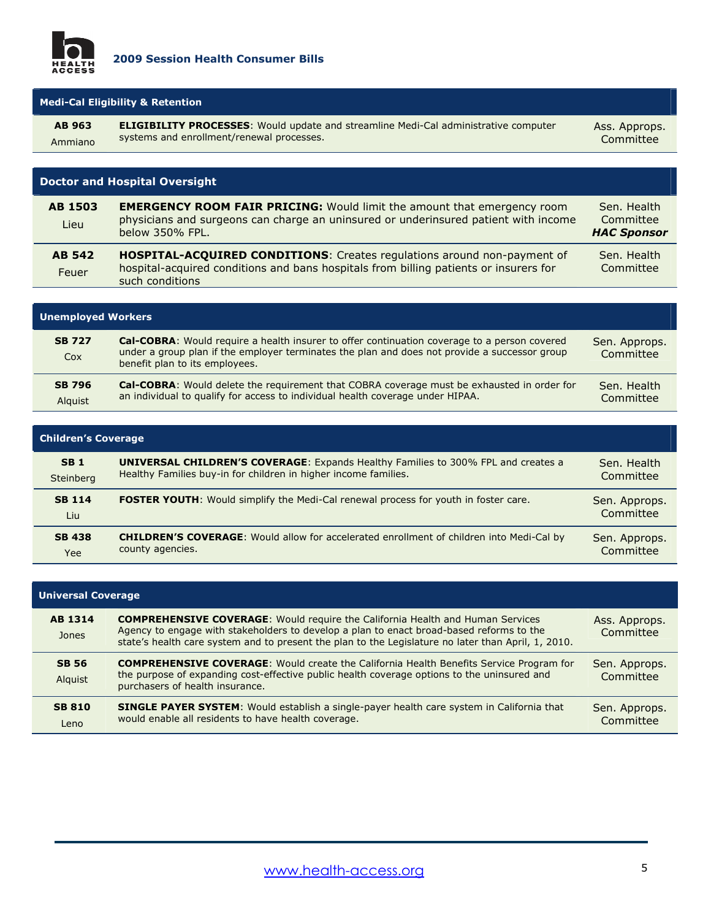**2009 Session Health Consumer Bills**

| Medi-Cal Eligibility & Retention | | |
|---|---|---|
| **AB 963** Ammiano | **ELIGIBILITY PROCESSES**: Would update and streamline Medi-Cal administrative computer systems and enrollment/renewal processes. | Ass. Approps. Committee |

| Doctor and Hospital Oversight | | |
|---|---|---|
| **AB 1503** Lieu | **EMERGENCY ROOM FAIR PRICING:** Would limit the amount that emergency room physicians and surgeons can charge an uninsured or underinsured patient with income below 350% FPL. | Sen. Health Committee ***HAC Sponsor*** |
| **AB 542** Feuer | **HOSPITAL-ACQUIRED CONDITIONS**: Creates regulations around non-payment of hospital-acquired conditions and bans hospitals from billing patients or insurers for such conditions | Sen. Health Committee |

| Unemployed Workers | | |
|---|---|---|
| **SB 727** Cox | **Cal-COBRA**: Would require a health insurer to offer continuation coverage to a person covered under a group plan if the employer terminates the plan and does not provide a successor group benefit plan to its employees. | Sen. Approps. Committee |
| **SB 796** Alquist | **Cal-COBRA**: Would delete the requirement that COBRA coverage must be exhausted in order for an individual to qualify for access to individual health coverage under HIPAA. | Sen. Health Committee |

| Children's Coverage | | |
|---|---|---|
| **SB 1** Steinberg | **UNIVERSAL CHILDREN'S COVERAGE**: Expands Healthy Families to 300% FPL and creates a Healthy Families buy-in for children in higher income families. | Sen. Health Committee |
| **SB 114** Liu | **FOSTER YOUTH**: Would simplify the Medi-Cal renewal process for youth in foster care. | Sen. Approps. Committee |
| **SB 438** Yee | **CHILDREN'S COVERAGE**: Would allow for accelerated enrollment of children into Medi-Cal by county agencies. | Sen. Approps. Committee |

| Universal Coverage | | |
|---|---|---|
| **AB 1314** Jones | **COMPREHENSIVE COVERAGE**: Would require the California Health and Human Services Agency to engage with stakeholders to develop a plan to enact broad-based reforms to the state's health care system and to present the plan to the Legislature no later than April, 1, 2010. | Ass. Approps. Committee |
| **SB 56** Alquist | **COMPREHENSIVE COVERAGE**: Would create the California Health Benefits Service Program for the purpose of expanding cost-effective public health coverage options to the uninsured and purchasers of health insurance. | Sen. Approps. Committee |
| **SB 810** Leno | **SINGLE PAYER SYSTEM**: Would establish a single-payer health care system in California that would enable all residents to have health coverage. | Sen. Approps. Committee |

www.health-access.org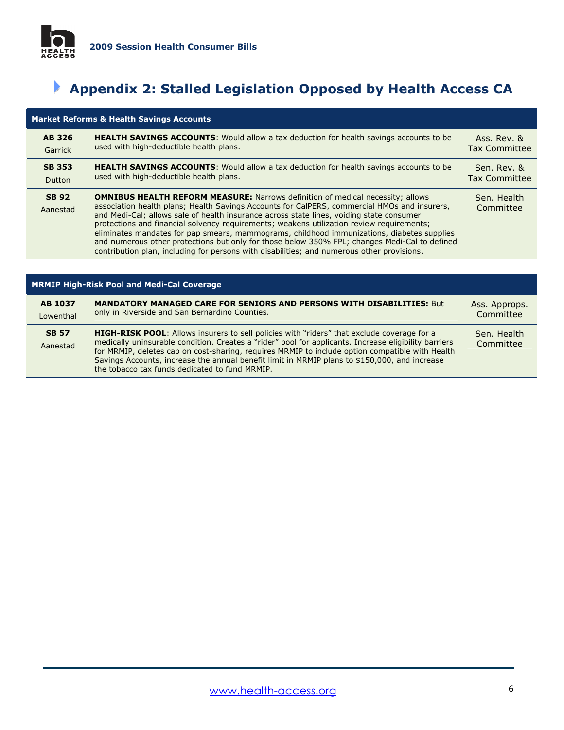# Appendix 2: Stalled Legislation Opposed by Health Access CA

| Market Reforms & Health Savings Accounts | | |
|---|---|---|
| **AB 326** Garrick | **HEALTH SAVINGS ACCOUNTS**: Would allow a tax deduction for health savings accounts to be used with high-deductible health plans. | Ass. Rev. & Tax Committee |
| **SB 353** Dutton | **HEALTH SAVINGS ACCOUNTS**: Would allow a tax deduction for health savings accounts to be used with high-deductible health plans. | Sen. Rev. & Tax Committee |
| **SB 92** Aanestad | **OMNIBUS HEALTH REFORM MEASURE:** Narrows definition of medical necessity; allows association health plans; Health Savings Accounts for CalPERS, commercial HMOs and insurers, and Medi-Cal; allows sale of health insurance across state lines, voiding state consumer protections and financial solvency requirements; weakens utilization review requirements; eliminates mandates for pap smears, mammograms, childhood immunizations, diabetes supplies and numerous other protections but only for those below 350% FPL; changes Medi-Cal to defined contribution plan, including for persons with disabilities; and numerous other provisions. | Sen. Health Committee |

| MRMIP High-Risk Pool and Medi-Cal Coverage | | |
|---|---|---|
| **AB 1037** Lowenthal | **MANDATORY MANAGED CARE FOR SENIORS AND PERSONS WITH DISABILITIES:** But only in Riverside and San Bernardino Counties. | Ass. Approps. Committee |
| **SB 57** Aanestad | **HIGH-RISK POOL**: Allows insurers to sell policies with "riders" that exclude coverage for a medically uninsurable condition. Creates a "rider" pool for applicants. Increase eligibility barriers for MRMIP, deletes cap on cost-sharing, requires MRMIP to include option compatible with Health Savings Accounts, increase the annual benefit limit in MRMIP plans to $150,000, and increase the tobacco tax funds dedicated to fund MRMIP. | Sen. Health Committee |

www.health-access.org